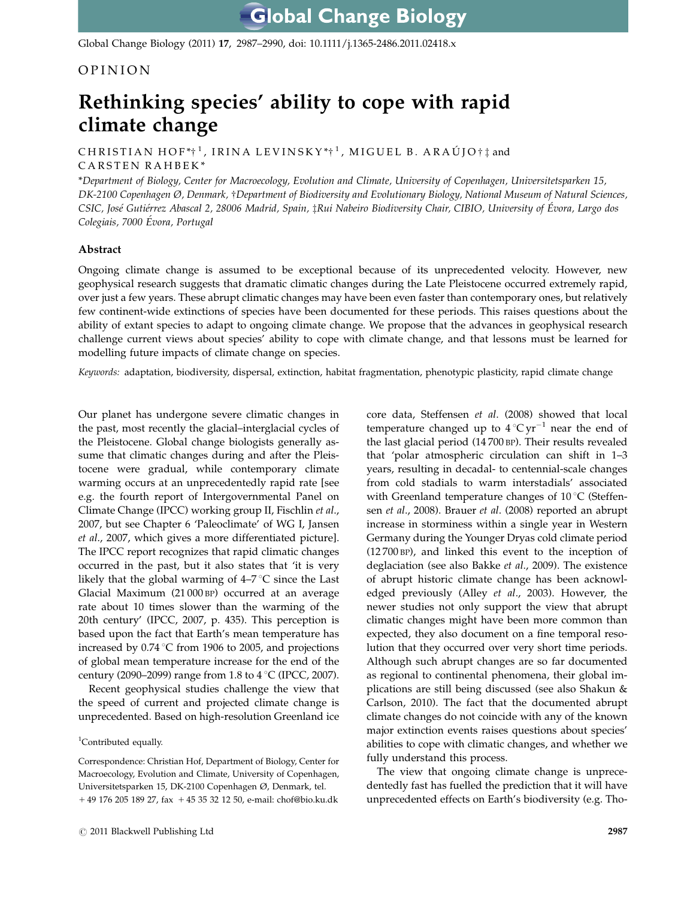OPINION

# Rethinking species' ability to cope with rapid climate change

CHRISTIAN HOF*†[1], IRINA LEVINSKY*†[1], MIGUEL B. ARAÚJO†‡ and CARSTEN RAHBEK*

*Department of Biology, Center for Macroecology, Evolution and Climate, University of Copenhagen, Universitetsparken 15, DK-2100 Copenhagen Ø, Denmark, †Department of Biodiversity and Evolutionary Biology, National Museum of Natural Sciences, CSIC, José Gutiérrez Abascal 2, 28006 Madrid, Spain, ‡Rui Nabeiro Biodiversity Chair, CIBIO, University of Évora, Largo dos Colegiais, 7000 Évora, Portugal*

## Abstract

Ongoing climate change is assumed to be exceptional because of its unprecedented velocity. However, new geophysical research suggests that dramatic climatic changes during the Late Pleistocene occurred extremely rapid, over just a few years. These abrupt climatic changes may have been even faster than contemporary ones, but relatively few continent-wide extinctions of species have been documented for these periods. This raises questions about the ability of extant species to adapt to ongoing climate change. We propose that the advances in geophysical research challenge current views about species' ability to cope with climate change, and that lessons must be learned for modelling future impacts of climate change on species.

*Keywords:* adaptation, biodiversity, dispersal, extinction, habitat fragmentation, phenotypic plasticity, rapid climate change

Our planet has undergone severe climatic changes in the past, most recently the glacial–interglacial cycles of the Pleistocene. Global change biologists generally assume that climatic changes during and after the Pleistocene were gradual, while contemporary climate warming occurs at an unprecedentedly rapid rate [see e.g. the fourth report of Intergovernmental Panel on Climate Change (IPCC) working group II, Fischlin *et al*., 2007, but see Chapter 6 'Paleoclimate' of WG I, Jansen *et al*., 2007, which gives a more differentiated picture]. The IPCC report recognizes that rapid climatic changes occurred in the past, but it also states that 'it is very likely that the global warming of 4–7 °C since the Last Glacial Maximum (21 000 BP) occurred at an average rate about 10 times slower than the warming of the 20th century' (IPCC, 2007, p. 435). This perception is based upon the fact that Earth's mean temperature has increased by 0.74 °C from 1906 to 2005, and projections of global mean temperature increase for the end of the century (2090–2099) range from 1.8 to 4 °C (IPCC, 2007).

Recent geophysical studies challenge the view that the speed of current and projected climate change is unprecedented. Based on high-resolution Greenland ice core data, Steffensen *et al*. (2008) showed that local temperature changed up to 4 °C $yr^{-1}$ near the end of the last glacial period (14 700 BP). Their results revealed that 'polar atmospheric circulation can shift in 1–3 years, resulting in decadal- to centennial-scale changes from cold stadials to warm interstadials' associated with Greenland temperature changes of 10 °C (Steffensen *et al*., 2008). Brauer *et al*. (2008) reported an abrupt increase in storminess within a single year in Western Germany during the Younger Dryas cold climate period (12 700 BP), and linked this event to the inception of deglaciation (see also Bakke *et al*., 2009). The existence of abrupt historic climate change has been acknowledged previously (Alley *et al*., 2003). However, the newer studies not only support the view that abrupt climatic changes might have been more common than expected, they also document on a fine temporal resolution that they occurred over very short time periods. Although such abrupt changes are so far documented as regional to continental phenomena, their global implications are still being discussed (see also Shakun & Carlson, 2010). The fact that the documented abrupt climate changes do not coincide with any of the known major extinction events raises questions about species' abilities to cope with climatic changes, and whether we fully understand this process.

The view that ongoing climate change is unprecedentedly fast has fuelled the prediction that it will have unprecedented effects on Earth's biodiversity (e.g. Tho-

[1]Contributed equally.

Correspondence: Christian Hof, Department of Biology, Center for Macroecology, Evolution and Climate, University of Copenhagen, Universitetsparken 15, DK-2100 Copenhagen Ø, Denmark, tel. + 49 176 205 189 27, fax + 45 35 32 12 50, e-mail: chof@bio.ku.dk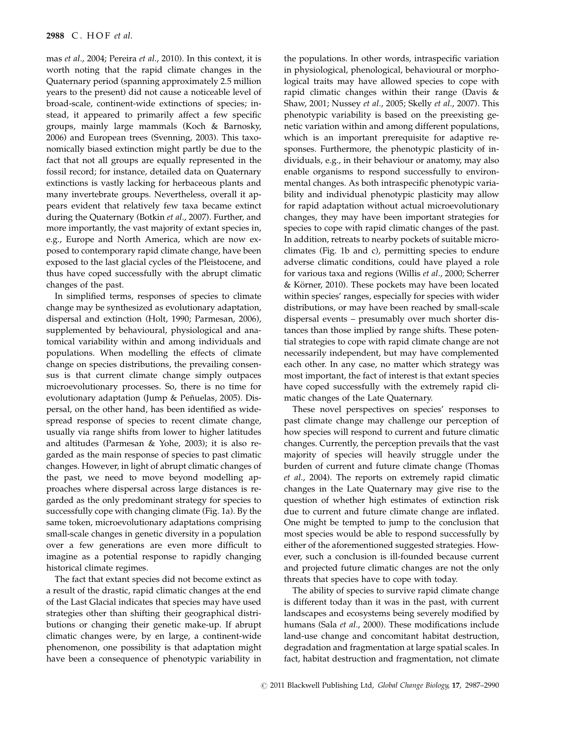mas *et al*., 2004; Pereira *et al*., 2010). In this context, it is worth noting that the rapid climate changes in the Quaternary period (spanning approximately 2.5 million years to the present) did not cause a noticeable level of broad-scale, continent-wide extinctions of species; instead, it appeared to primarily affect a few specific groups, mainly large mammals (Koch & Barnosky, 2006) and European trees (Svenning, 2003). This taxonomically biased extinction might partly be due to the fact that not all groups are equally represented in the fossil record; for instance, detailed data on Quaternary extinctions is vastly lacking for herbaceous plants and many invertebrate groups. Nevertheless, overall it appears evident that relatively few taxa became extinct during the Quaternary (Botkin *et al*., 2007). Further, and more importantly, the vast majority of extant species in, e.g., Europe and North America, which are now exposed to contemporary rapid climate change, have been exposed to the last glacial cycles of the Pleistocene, and thus have coped successfully with the abrupt climatic changes of the past.

In simplified terms, responses of species to climate change may be synthesized as evolutionary adaptation, dispersal and extinction (Holt, 1990; Parmesan, 2006), supplemented by behavioural, physiological and anatomical variability within and among individuals and populations. When modelling the effects of climate change on species distributions, the prevailing consensus is that current climate change simply outpaces microevolutionary processes. So, there is no time for evolutionary adaptation (Jump & Peñuelas, 2005). Dispersal, on the other hand, has been identified as widespread response of species to recent climate change, usually via range shifts from lower to higher latitudes and altitudes (Parmesan & Yohe, 2003); it is also regarded as the main response of species to past climatic changes. However, in light of abrupt climatic changes of the past, we need to move beyond modelling approaches where dispersal across large distances is regarded as the only predominant strategy for species to successfully cope with changing climate (Fig. 1a). By the same token, microevolutionary adaptations comprising small-scale changes in genetic diversity in a population over a few generations are even more difficult to imagine as a potential response to rapidly changing historical climate regimes.

The fact that extant species did not become extinct as a result of the drastic, rapid climatic changes at the end of the Last Glacial indicates that species may have used strategies other than shifting their geographical distributions or changing their genetic make-up. If abrupt climatic changes were, by en large, a continent-wide phenomenon, one possibility is that adaptation might have been a consequence of phenotypic variability in the populations. In other words, intraspecific variation in physiological, phenological, behavioural or morphological traits may have allowed species to cope with rapid climatic changes within their range (Davis & Shaw, 2001; Nussey *et al*., 2005; Skelly *et al*., 2007). This phenotypic variability is based on the preexisting genetic variation within and among different populations, which is an important prerequisite for adaptive responses. Furthermore, the phenotypic plasticity of individuals, e.g., in their behaviour or anatomy, may also enable organisms to respond successfully to environmental changes. As both intraspecific phenotypic variability and individual phenotypic plasticity may allow for rapid adaptation without actual microevolutionary changes, they may have been important strategies for species to cope with rapid climatic changes of the past. In addition, retreats to nearby pockets of suitable microclimates (Fig. 1b and c), permitting species to endure adverse climatic conditions, could have played a role for various taxa and regions (Willis *et al*., 2000; Scherrer & Körner, 2010). These pockets may have been located within species' ranges, especially for species with wider distributions, or may have been reached by small-scale dispersal events – presumably over much shorter distances than those implied by range shifts. These potential strategies to cope with rapid climate change are not necessarily independent, but may have complemented each other. In any case, no matter which strategy was most important, the fact of interest is that extant species have coped successfully with the extremely rapid climatic changes of the Late Quaternary.

These novel perspectives on species' responses to past climate change may challenge our perception of how species will respond to current and future climatic changes. Currently, the perception prevails that the vast majority of species will heavily struggle under the burden of current and future climate change (Thomas *et al*., 2004). The reports on extremely rapid climatic changes in the Late Quaternary may give rise to the question of whether high estimates of extinction risk due to current and future climate change are inflated. One might be tempted to jump to the conclusion that most species would be able to respond successfully by either of the aforementioned suggested strategies. However, such a conclusion is ill-founded because current and projected future climatic changes are not the only threats that species have to cope with today.

The ability of species to survive rapid climate change is different today than it was in the past, with current landscapes and ecosystems being severely modified by humans (Sala *et al*., 2000). These modifications include land-use change and concomitant habitat destruction, degradation and fragmentation at large spatial scales. In fact, habitat destruction and fragmentation, not climate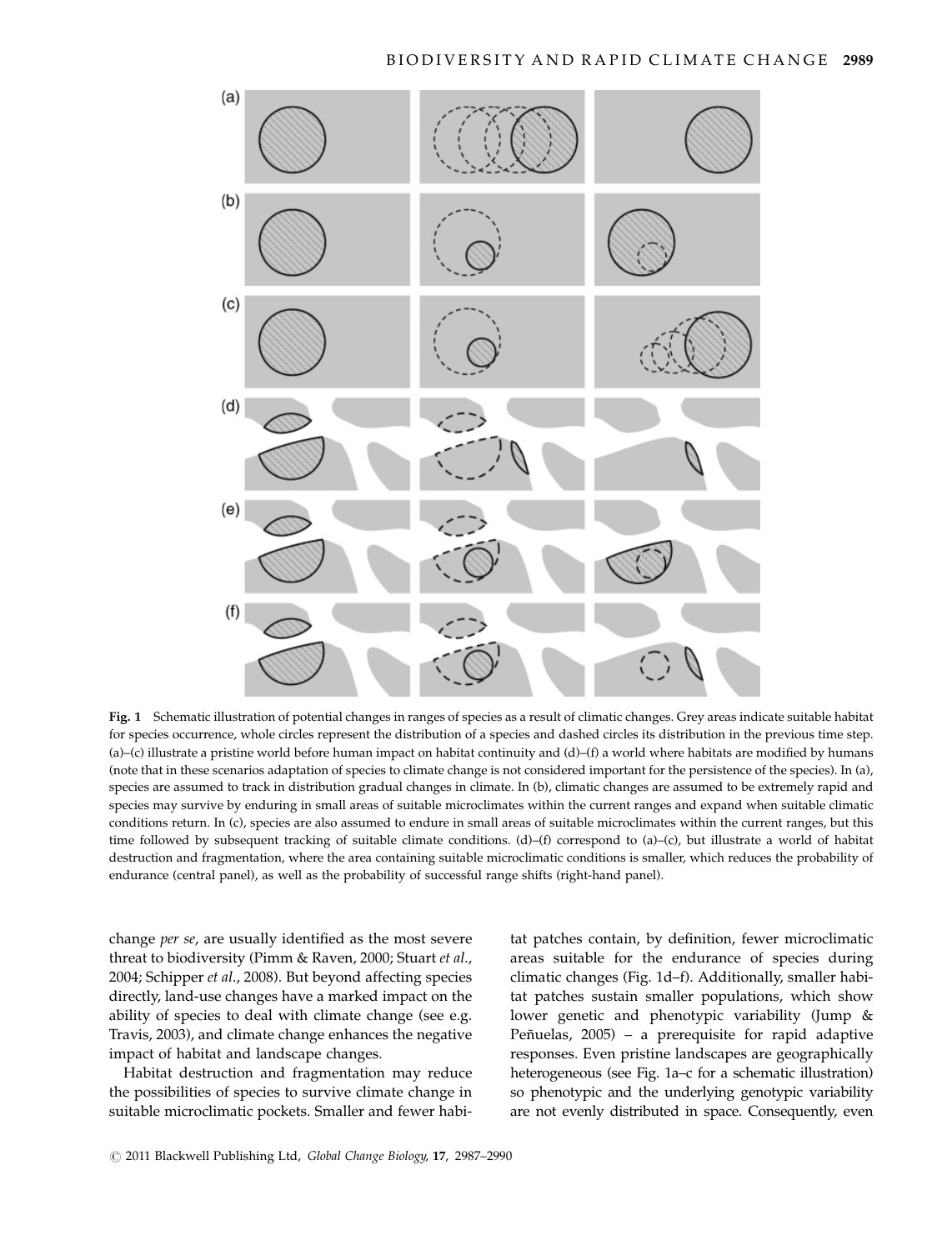Fig. 1 Schematic illustration of potential changes in ranges of species as a result of climatic changes. Grey areas indicate suitable habitat for species occurrence, whole circles represent the distribution of a species and dashed circles its distribution in the previous time step. (a)–(c) illustrate a pristine world before human impact on habitat continuity and (d)–(f) a world where habitats are modified by humans (note that in these scenarios adaptation of species to climate change is not considered important for the persistence of the species). In (a), species are assumed to track in distribution gradual changes in climate. In (b), climatic changes are assumed to be extremely rapid and species may survive by enduring in small areas of suitable microclimates within the current ranges and expand when suitable climatic conditions return. In (c), species are also assumed to endure in small areas of suitable microclimates within the current ranges, but this time followed by subsequent tracking of suitable climate conditions. (d)–(f) correspond to (a)–(c), but illustrate a world of habitat destruction and fragmentation, where the area containing suitable microclimatic conditions is smaller, which reduces the probability of endurance (central panel), as well as the probability of successful range shifts (right-hand panel).

change *per se*, are usually identified as the most severe threat to biodiversity (Pimm & Raven, 2000; Stuart *et al*., 2004; Schipper *et al*., 2008). But beyond affecting species directly, land-use changes have a marked impact on the ability of species to deal with climate change (see e.g. Travis, 2003), and climate change enhances the negative impact of habitat and landscape changes.

Habitat destruction and fragmentation may reduce the possibilities of species to survive climate change in suitable microclimatic pockets. Smaller and fewer habitat patches contain, by definition, fewer microclimatic areas suitable for the endurance of species during climatic changes (Fig. 1d–f). Additionally, smaller habitat patches sustain smaller populations, which show lower genetic and phenotypic variability (Jump & Peñuelas, 2005) – a prerequisite for rapid adaptive responses. Even pristine landscapes are geographically heterogeneous (see Fig. 1a–c for a schematic illustration) so phenotypic and the underlying genotypic variability are not evenly distributed in space. Consequently, even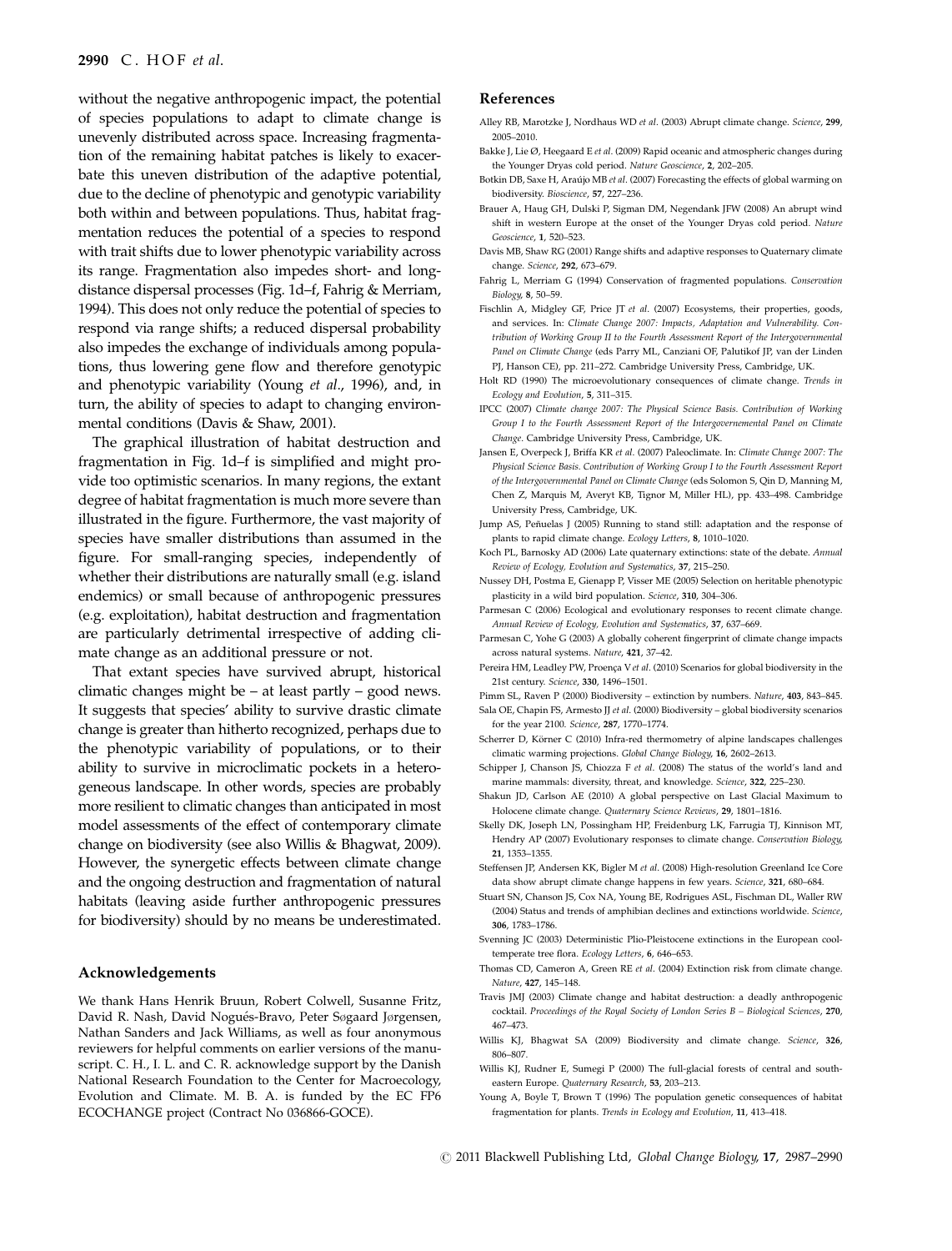without the negative anthropogenic impact, the potential of species populations to adapt to climate change is unevenly distributed across space. Increasing fragmentation of the remaining habitat patches is likely to exacerbate this uneven distribution of the adaptive potential, due to the decline of phenotypic and genotypic variability both within and between populations. Thus, habitat fragmentation reduces the potential of a species to respond with trait shifts due to lower phenotypic variability across its range. Fragmentation also impedes short- and long-distance dispersal processes (Fig. 1d–f, Fahrig & Merriam, 1994). This does not only reduce the potential of species to respond via range shifts; a reduced dispersal probability also impedes the exchange of individuals among populations, thus lowering gene flow and therefore genotypic and phenotypic variability (Young *et al*., 1996), and, in turn, the ability of species to adapt to changing environmental conditions (Davis & Shaw, 2001).

The graphical illustration of habitat destruction and fragmentation in Fig. 1d–f is simplified and might provide too optimistic scenarios. In many regions, the extant degree of habitat fragmentation is much more severe than illustrated in the figure. Furthermore, the vast majority of species have smaller distributions than assumed in the figure. For small-ranging species, independently of whether their distributions are naturally small (e.g. island endemics) or small because of anthropogenic pressures (e.g. exploitation), habitat destruction and fragmentation are particularly detrimental irrespective of adding climate change as an additional pressure or not.

That extant species have survived abrupt, historical climatic changes might be – at least partly – good news. It suggests that species' ability to survive drastic climate change is greater than hitherto recognized, perhaps due to the phenotypic variability of populations, or to their ability to survive in microclimatic pockets in a heterogeneous landscape. In other words, species are probably more resilient to climatic changes than anticipated in most model assessments of the effect of contemporary climate change on biodiversity (see also Willis & Bhagwat, 2009). However, the synergetic effects between climate change and the ongoing destruction and fragmentation of natural habitats (leaving aside further anthropogenic pressures for biodiversity) should by no means be underestimated.

## Acknowledgements

We thank Hans Henrik Bruun, Robert Colwell, Susanne Fritz, David R. Nash, David Nogués-Bravo, Peter Søgaard Jørgensen, Nathan Sanders and Jack Williams, as well as four anonymous reviewers for helpful comments on earlier versions of the manuscript. C. H., I. L. and C. R. acknowledge support by the Danish National Research Foundation to the Center for Macroecology, Evolution and Climate. M. B. A. is funded by the EC FP6 ECOCHANGE project (Contract No 036866-GOCE).

## References

Alley RB, Marotzke J, Nordhaus WD *et al*. (2003) Abrupt climate change. *Science*, **299**, 2005–2010.

Bakke J, Lie Ø, Heegaard E *et al*. (2009) Rapid oceanic and atmospheric changes during the Younger Dryas cold period. *Nature Geoscience*, **2**, 202–205.

Botkin DB, Saxe H, Araújo MB *et al*. (2007) Forecasting the effects of global warming on biodiversity. *Bioscience*, **57**, 227–236.

Brauer A, Haug GH, Dulski P, Sigman DM, Negendank JFW (2008) An abrupt wind shift in western Europe at the onset of the Younger Dryas cold period. *Nature Geoscience*, **1**, 520–523.

Davis MB, Shaw RG (2001) Range shifts and adaptive responses to Quaternary climate change. *Science*, **292**, 673–679.

Fahrig L, Merriam G (1994) Conservation of fragmented populations. *Conservation Biology*, **8**, 50–59.

Fischlin A, Midgley GF, Price JT *et al*. (2007) Ecosystems, their properties, goods, and services. In: *Climate Change 2007: Impacts, Adaptation and Vulnerability. Contribution of Working Group II to the Fourth Assessment Report of the Intergovernmental Panel on Climate Change* (eds Parry ML, Canziani OF, Palutikof JP, van der Linden PJ, Hanson CE), pp. 211–272. Cambridge University Press, Cambridge, UK.

Holt RD (1990) The microevolutionary consequences of climate change. *Trends in Ecology and Evolution*, **5**, 311–315.

IPCC (2007) *Climate change 2007: The Physical Science Basis. Contribution of Working Group I to the Fourth Assessment Report of the Intergovernmental Panel on Climate Change*. Cambridge University Press, Cambridge, UK.

Jansen E, Overpeck J, Briffa KR *et al*. (2007) Paleoclimate. In: *Climate Change 2007: The Physical Science Basis. Contribution of Working Group I to the Fourth Assessment Report of the Intergovernmental Panel on Climate Change* (eds Solomon S, Qin D, Manning M, Chen Z, Marquis M, Averyt KB, Tignor M, Miller HL), pp. 433–498. Cambridge University Press, Cambridge, UK.

Jump AS, Peñuelas J (2005) Running to stand still: adaptation and the response of plants to rapid climate change. *Ecology Letters*, **8**, 1010–1020.

Koch PL, Barnosky AD (2006) Late quaternary extinctions: state of the debate. *Annual Review of Ecology, Evolution and Systematics*, **37**, 215–250.

Nussey DH, Postma E, Gienapp P, Visser ME (2005) Selection on heritable phenotypic plasticity in a wild bird population. *Science*, **310**, 304–306.

Parmesan C (2006) Ecological and evolutionary responses to recent climate change. *Annual Review of Ecology, Evolution and Systematics*, **37**, 637–669.

Parmesan C, Yohe G (2003) A globally coherent fingerprint of climate change impacts across natural systems. *Nature*, **421**, 37–42.

Pereira HM, Leadley PW, Proença V *et al*. (2010) Scenarios for global biodiversity in the 21st century. *Science*, **330**, 1496–1501.

Pimm SL, Raven P (2000) Biodiversity – extinction by numbers. *Nature*, **403**, 843–845.

Sala OE, Chapin FS, Armesto JJ *et al*. (2000) Biodiversity – global biodiversity scenarios for the year 2100. *Science*, **287**, 1770–1774.

Scherrer D, Körner C (2010) Infra-red thermometry of alpine landscapes challenges climatic warming projections. *Global Change Biology*, **16**, 2602–2613.

Schipper J, Chanson JS, Chiozza F *et al*. (2008) The status of the world's land and marine mammals: diversity, threat, and knowledge. *Science*, **322**, 225–230.

Shakun JD, Carlson AE (2010) A global perspective on Last Glacial Maximum to Holocene climate change. *Quaternary Science Reviews*, **29**, 1801–1816.

Skelly DK, Joseph LN, Possingham HP, Freidenburg LK, Farrugia TJ, Kinnison MT, Hendry AP (2007) Evolutionary responses to climate change. *Conservation Biology*, **21**, 1353–1355.

Steffensen JP, Andersen KK, Bigler M *et al*. (2008) High-resolution Greenland Ice Core data show abrupt climate change happens in few years. *Science*, **321**, 680–684.

Stuart SN, Chanson JS, Cox NA, Young BE, Rodrigues ASL, Fischman DL, Waller RW (2004) Status and trends of amphibian declines and extinctions worldwide. *Science*, **306**, 1783–1786.

Svenning JC (2003) Deterministic Plio-Pleistocene extinctions in the European cool-temperate tree flora. *Ecology Letters*, **6**, 646–653.

Thomas CD, Cameron A, Green RE *et al*. (2004) Extinction risk from climate change. *Nature*, **427**, 145–148.

Travis JMJ (2003) Climate change and habitat destruction: a deadly anthropogenic cocktail. *Proceedings of the Royal Society of London Series B – Biological Sciences*, **270**, 467–473.

Willis KJ, Bhagwat SA (2009) Biodiversity and climate change. *Science*, **326**, 806–807.

Willis KJ, Rudner E, Sumegi P (2000) The full-glacial forests of central and southeastern Europe. *Quaternary Research*, **53**, 203–213.

Young A, Boyle T, Brown T (1996) The population genetic consequences of habitat fragmentation for plants. *Trends in Ecology and Evolution*, **11**, 413–418.